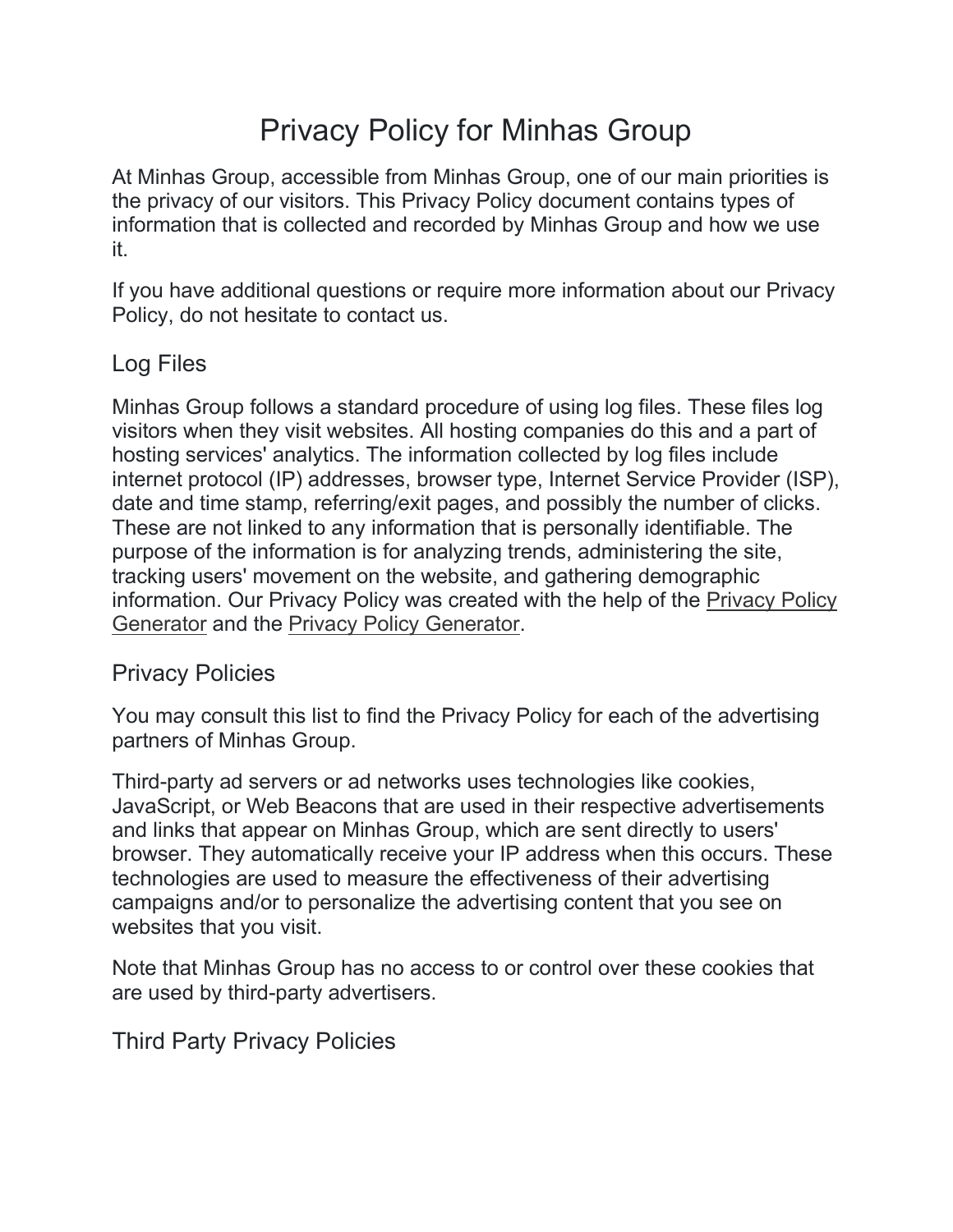# Privacy Policy for Minhas Group

At Minhas Group, accessible from Minhas Group, one of our main priorities is the privacy of our visitors. This Privacy Policy document contains types of information that is collected and recorded by Minhas Group and how we use it.

If you have additional questions or require more information about our Privacy Policy, do not hesitate to contact us.

## Log Files

Minhas Group follows a standard procedure of using log files. These files log visitors when they visit websites. All hosting companies do this and a part of hosting services' analytics. The information collected by log files include internet protocol (IP) addresses, browser type, Internet Service Provider (ISP), date and time stamp, referring/exit pages, and possibly the number of clicks. These are not linked to any information that is personally identifiable. The purpose of the information is for analyzing trends, administering the site, tracking users' movement on the website, and gathering demographic information. Our Privacy Policy was created with the help of the Privacy Policy Generator and the Privacy Policy Generator.

## Privacy Policies

You may consult this list to find the Privacy Policy for each of the advertising partners of Minhas Group.

Third-party ad servers or ad networks uses technologies like cookies, JavaScript, or Web Beacons that are used in their respective advertisements and links that appear on Minhas Group, which are sent directly to users' browser. They automatically receive your IP address when this occurs. These technologies are used to measure the effectiveness of their advertising campaigns and/or to personalize the advertising content that you see on websites that you visit.

Note that Minhas Group has no access to or control over these cookies that are used by third-party advertisers.

## Third Party Privacy Policies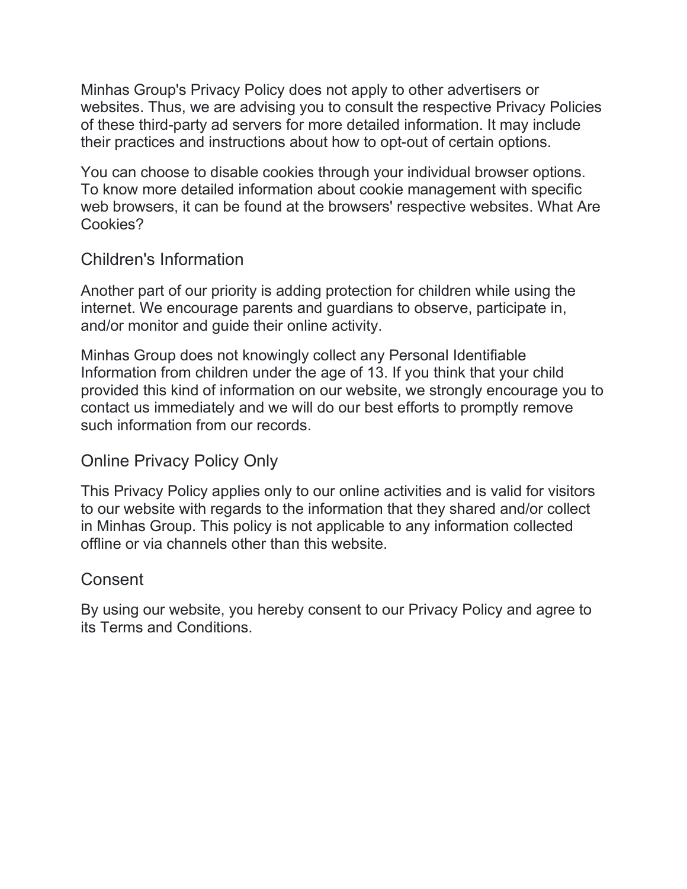Minhas Group's Privacy Policy does not apply to other advertisers or websites. Thus, we are advising you to consult the respective Privacy Policies of these third-party ad servers for more detailed information. It may include their practices and instructions about how to opt-out of certain options.

You can choose to disable cookies through your individual browser options. To know more detailed information about cookie management with specific web browsers, it can be found at the browsers' respective websites. What Are Cookies?

## Children's Information

Another part of our priority is adding protection for children while using the internet. We encourage parents and guardians to observe, participate in, and/or monitor and guide their online activity.

Minhas Group does not knowingly collect any Personal Identifiable Information from children under the age of 13. If you think that your child provided this kind of information on our website, we strongly encourage you to contact us immediately and we will do our best efforts to promptly remove such information from our records.

## Online Privacy Policy Only

This Privacy Policy applies only to our online activities and is valid for visitors to our website with regards to the information that they shared and/or collect in Minhas Group. This policy is not applicable to any information collected offline or via channels other than this website.

## Consent

By using our website, you hereby consent to our Privacy Policy and agree to its Terms and Conditions.